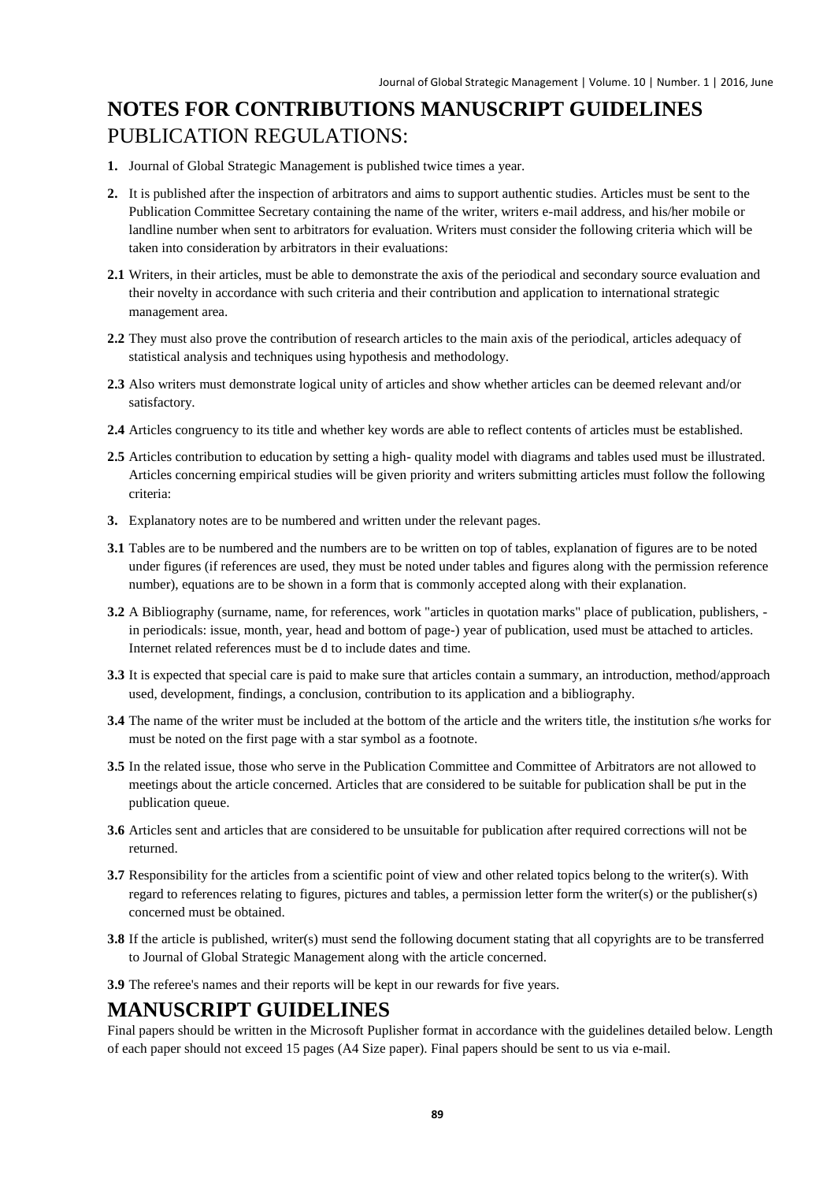# NOTES FOR CONTRIBUTIONS MANUSCRIPT GUIDELINES

## PUBLICATION REGULATIONS:

**1.** Journal of Global Strategic Management is published twice times a year.

**2.** It is published after the inspection of arbitrators and aims to support authentic studies. Articles must be sent to the Publication Committee Secretary containing the name of the writer, writers e-mail address, and his/her mobile or landline number when sent to arbitrators for evaluation. Writers must consider the following criteria which will be taken into consideration by arbitrators in their evaluations:

**2.1** Writers, in their articles, must be able to demonstrate the axis of the periodical and secondary source evaluation and their novelty in accordance with such criteria and their contribution and application to international strategic management area.

**2.2** They must also prove the contribution of research articles to the main axis of the periodical, articles adequacy of statistical analysis and techniques using hypothesis and methodology.

**2.3** Also writers must demonstrate logical unity of articles and show whether articles can be deemed relevant and/or satisfactory.

**2.4** Articles congruency to its title and whether key words are able to reflect contents of articles must be established.

**2.5** Articles contribution to education by setting a high- quality model with diagrams and tables used must be illustrated. Articles concerning empirical studies will be given priority and writers submitting articles must follow the following criteria:

**3.** Explanatory notes are to be numbered and written under the relevant pages.

**3.1** Tables are to be numbered and the numbers are to be written on top of tables, explanation of figures are to be noted under figures (if references are used, they must be noted under tables and figures along with the permission reference number), equations are to be shown in a form that is commonly accepted along with their explanation.

**3.2** A Bibliography (surname, name, for references, work "articles in quotation marks" place of publication, publishers, - in periodicals: issue, month, year, head and bottom of page-) year of publication, used must be attached to articles. Internet related references must be d to include dates and time.

**3.3** It is expected that special care is paid to make sure that articles contain a summary, an introduction, method/approach used, development, findings, a conclusion, contribution to its application and a bibliography.

**3.4** The name of the writer must be included at the bottom of the article and the writers title, the institution s/he works for must be noted on the first page with a star symbol as a footnote.

**3.5** In the related issue, those who serve in the Publication Committee and Committee of Arbitrators are not allowed to meetings about the article concerned. Articles that are considered to be suitable for publication shall be put in the publication queue.

**3.6** Articles sent and articles that are considered to be unsuitable for publication after required corrections will not be returned.

**3.7** Responsibility for the articles from a scientific point of view and other related topics belong to the writer(s). With regard to references relating to figures, pictures and tables, a permission letter form the writer(s) or the publisher(s) concerned must be obtained.

**3.8** If the article is published, writer(s) must send the following document stating that all copyrights are to be transferred to Journal of Global Strategic Management along with the article concerned.

**3.9** The referee's names and their reports will be kept in our rewards for five years.

# MANUSCRIPT GUIDELINES

Final papers should be written in the Microsoft Puplisher format in accordance with the guidelines detailed below. Length of each paper should not exceed 15 pages (A4 Size paper). Final papers should be sent to us via e-mail.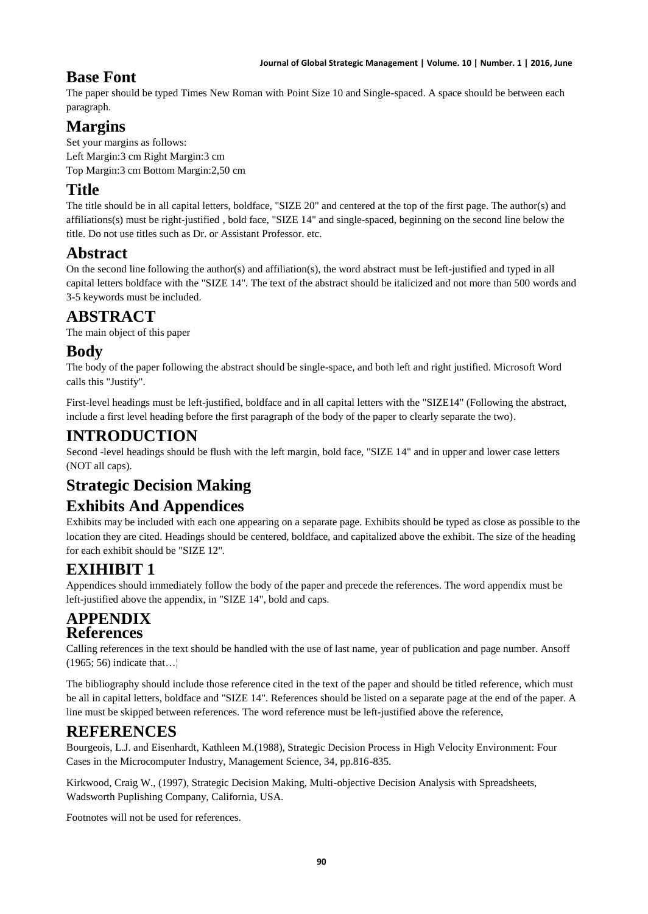## Base Font

The paper should be typed Times New Roman with Point Size 10 and Single-spaced. A space should be between each paragraph.

## Margins

Set your margins as follows:
Left Margin:3 cm Right Margin:3 cm
Top Margin:3 cm Bottom Margin:2,50 cm

## Title

The title should be in all capital letters, boldface, "SIZE 20" and centered at the top of the first page. The author(s) and affiliations(s) must be right-justified , bold face, "SIZE 14" and single-spaced, beginning on the second line below the title. Do not use titles such as Dr. or Assistant Professor. etc.

## Abstract

On the second line following the author(s) and affiliation(s), the word abstract must be left-justified and typed in all capital letters boldface with the "SIZE 14". The text of the abstract should be italicized and not more than 500 words and 3-5 keywords must be included.

## ABSTRACT

The main object of this paper

## Body

The body of the paper following the abstract should be single-space, and both left and right justified. Microsoft Word calls this "Justify".

First-level headings must be left-justified, boldface and in all capital letters with the "SIZE14" (Following the abstract, include a first level heading before the first paragraph of the body of the paper to clearly separate the two).

## INTRODUCTION

Second -level headings should be flush with the left margin, bold face, "SIZE 14" and in upper and lower case letters (NOT all caps).

## Strategic Decision Making

## Exhibits And Appendices

Exhibits may be included with each one appearing on a separate page. Exhibits should be typed as close as possible to the location they are cited. Headings should be centered, boldface, and capitalized above the exhibit. The size of the heading for each exhibit should be "SIZE 12".

## EXIHIBIT 1

Appendices should immediately follow the body of the paper and precede the references. The word appendix must be left-justified above the appendix, in "SIZE 14", bold and caps.

## APPENDIX

## References

Calling references in the text should be handled with the use of last name, year of publication and page number. Ansoff (1965; 56) indicate that…¦

The bibliography should include those reference cited in the text of the paper and should be titled reference, which must be all in capital letters, boldface and "SIZE 14". References should be listed on a separate page at the end of the paper. A line must be skipped between references. The word reference must be left-justified above the reference,

## REFERENCES

Bourgeois, L.J. and Eisenhardt, Kathleen M.(1988), Strategic Decision Process in High Velocity Environment: Four Cases in the Microcomputer Industry, Management Science, 34, pp.816-835.

Kirkwood, Craig W., (1997), Strategic Decision Making, Multi-objective Decision Analysis with Spreadsheets, Wadsworth Puplishing Company, California, USA.

Footnotes will not be used for references.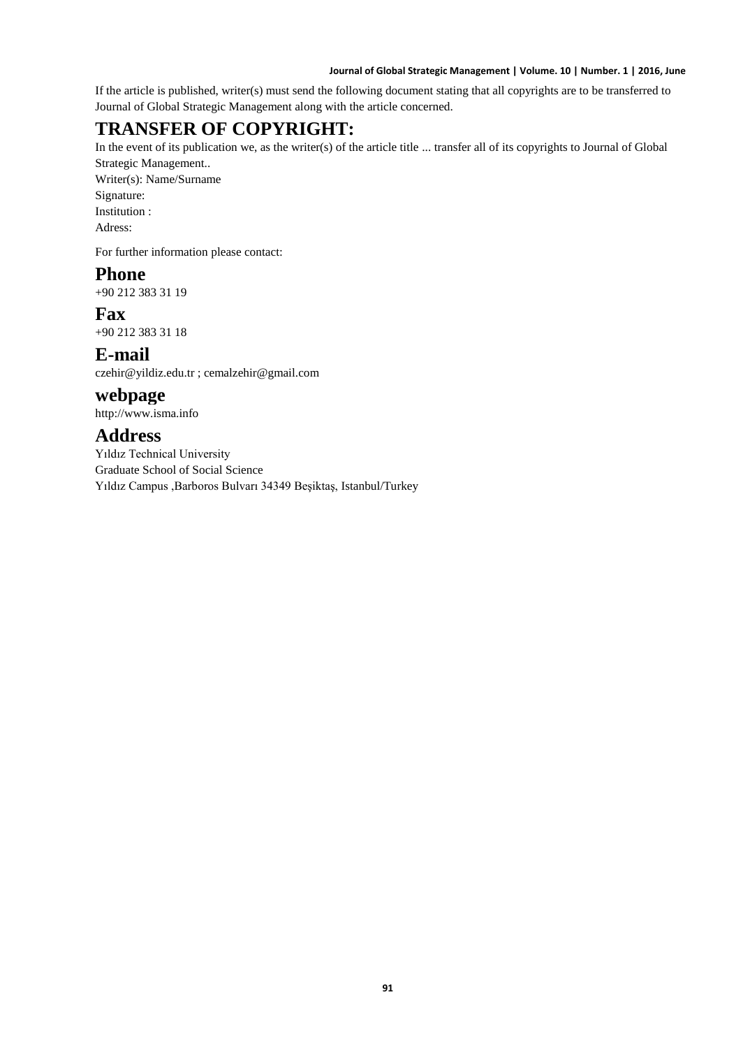If the article is published, writer(s) must send the following document stating that all copyrights are to be transferred to Journal of Global Strategic Management along with the article concerned.

# TRANSFER OF COPYRIGHT:

In the event of its publication we, as the writer(s) of the article title ... transfer all of its copyrights to Journal of Global Strategic Management..

Writer(s): Name/Surname

Signature:

Institution :

Adress:

For further information please contact:

## Phone

+90 212 383 31 19

## Fax

+90 212 383 31 18

## E-mail

czehir@yildiz.edu.tr ; cemalzehir@gmail.com

## webpage

http://www.isma.info

## Address

Yıldız Technical University
Graduate School of Social Science
Yıldız Campus ,Barboros Bulvarı 34349 Beşiktaş, Istanbul/Turkey